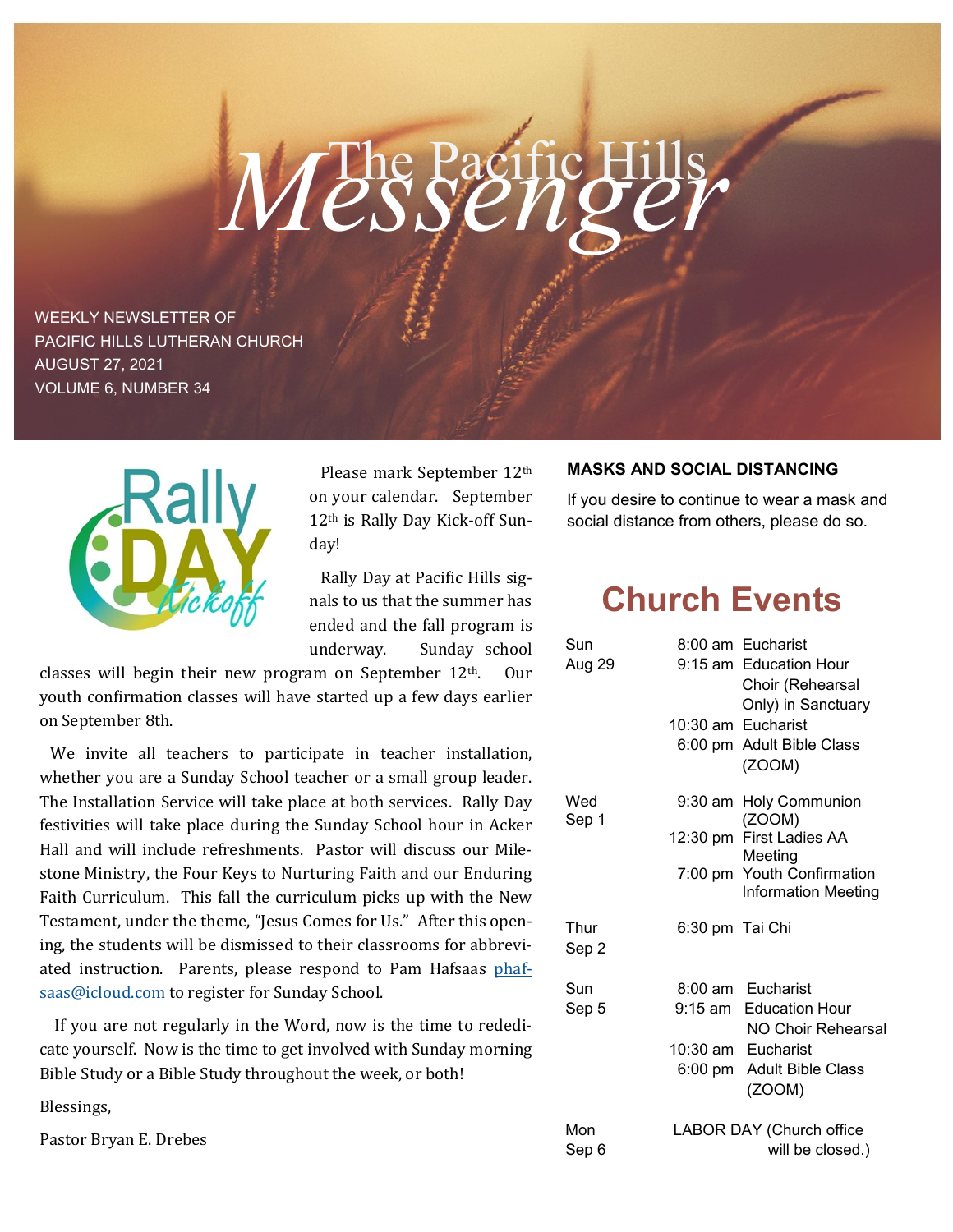# The Pacific Hills *Messenger*

WEEKLY NEWSLETTER OF
PACIFIC HILLS LUTHERAN CHURCH
AUGUST 27, 2021
VOLUME 6, NUMBER 34

Rally DAY Kickoff

Please mark September 12th on your calendar. September 12th is Rally Day Kick-off Sunday!

Rally Day at Pacific Hills signals to us that the summer has ended and the fall program is underway. Sunday school classes will begin their new program on September 12th. Our youth confirmation classes will have started up a few days earlier on September 8th.

We invite all teachers to participate in teacher installation, whether you are a Sunday School teacher or a small group leader. The Installation Service will take place at both services. Rally Day festivities will take place during the Sunday School hour in Acker Hall and will include refreshments. Pastor will discuss our Milestone Ministry, the Four Keys to Nurturing Faith and our Enduring Faith Curriculum. This fall the curriculum picks up with the New Testament, under the theme, "Jesus Comes for Us." After this opening, the students will be dismissed to their classrooms for abbreviated instruction. Parents, please respond to Pam Hafsaas phafsaas@icloud.com to register for Sunday School.

If you are not regularly in the Word, now is the time to rededicate yourself. Now is the time to get involved with Sunday morning Bible Study or a Bible Study throughout the week, or both!

Blessings,

Pastor Bryan E. Drebes

**MASKS AND SOCIAL DISTANCING**

If you desire to continue to wear a mask and social distance from others, please do so.

## Church Events

| Day | Time | Event |
|---|---|---|
| Sun Aug 29 | 8:00 am | Eucharist |
| | 9:15 am | Education Hour Choir (Rehearsal Only) in Sanctuary |
| | 10:30 am | Eucharist |
| | 6:00 pm | Adult Bible Class (ZOOM) |
| Wed Sep 1 | 9:30 am | Holy Communion (ZOOM) |
| | 12:30 pm | First Ladies AA Meeting |
| | 7:00 pm | Youth Confirmation Information Meeting |
| Thur Sep 2 | 6:30 pm | Tai Chi |
| Sun Sep 5 | 8:00 am | Eucharist |
| | 9:15 am | Education Hour NO Choir Rehearsal |
| | 10:30 am | Eucharist |
| | 6:00 pm | Adult Bible Class (ZOOM) |
| Mon Sep 6 | | LABOR DAY (Church office will be closed.) |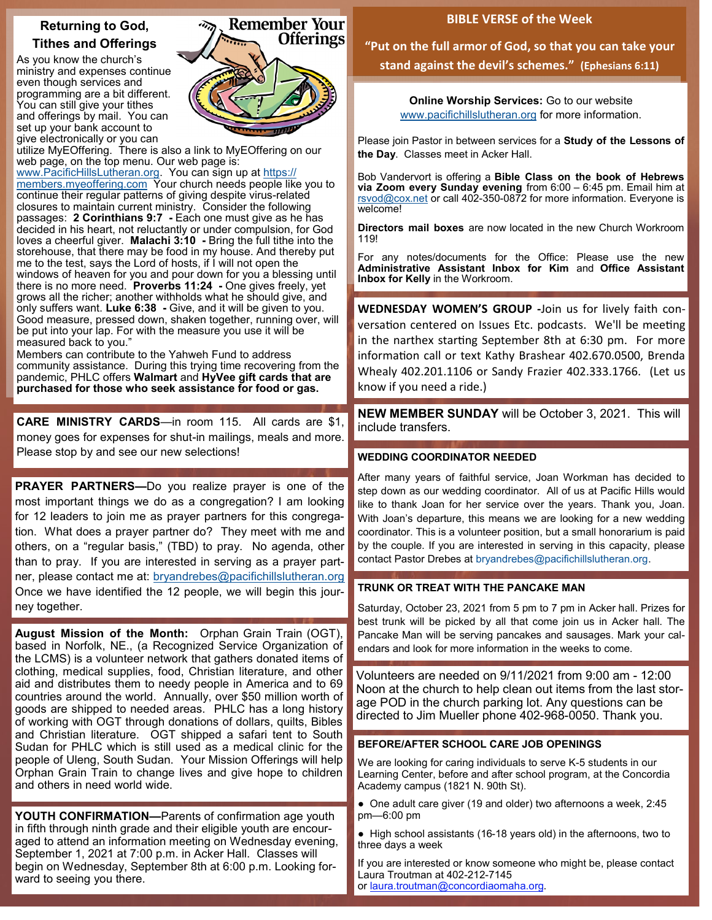## Returning to God, Tithes and Offerings

Remember Your Offerings

As you know the church's ministry and expenses continue even though services and programming are a bit different. You can still give your tithes and offerings by mail. You can set up your bank account to give electronically or you can utilize MyEOffering. There is also a link to MyEOffering on our web page, on the top menu. Our web page is: www.PacificHillsLutheran.org. You can sign up at https://members.myeoffering.com Your church needs people like you to continue their regular patterns of giving despite virus-related closures to maintain current ministry. Consider the following passages: **2 Corinthians 9:7 -** Each one must give as he has decided in his heart, not reluctantly or under compulsion, for God loves a cheerful giver. **Malachi 3:10 -** Bring the full tithe into the storehouse, that there may be food in my house. And thereby put me to the test, says the Lord of hosts, if I will not open the windows of heaven for you and pour down for you a blessing until there is no more need. **Proverbs 11:24 -** One gives freely, yet grows all the richer; another withholds what he should give, and only suffers want. **Luke 6:38 -** Give, and it will be given to you. Good measure, pressed down, shaken together, running over, will be put into your lap. For with the measure you use it will be measured back to you."

Members can contribute to the Yahweh Fund to address community assistance. During this trying time recovering from the pandemic, PHLC offers **Walmart** and **HyVee gift cards that are purchased for those who seek assistance for food or gas.**

**CARE MINISTRY CARDS**—in room 115. All cards are $1, money goes for expenses for shut-in mailings, meals and more. Please stop by and see our new selections!

**PRAYER PARTNERS—**Do you realize prayer is one of the most important things we do as a congregation? I am looking for 12 leaders to join me as prayer partners for this congregation. What does a prayer partner do? They meet with me and others, on a "regular basis," (TBD) to pray. No agenda, other than to pray. If you are interested in serving as a prayer partner, please contact me at: bryandrebes@pacifichillslutheran.org Once we have identified the 12 people, we will begin this journey together.

**August Mission of the Month:** Orphan Grain Train (OGT), based in Norfolk, NE., (a Recognized Service Organization of the LCMS) is a volunteer network that gathers donated items of clothing, medical supplies, food, Christian literature, and other aid and distributes them to needy people in America and to 69 countries around the world. Annually, over $50 million worth of goods are shipped to needed areas. PHLC has a long history of working with OGT through donations of dollars, quilts, Bibles and Christian literature. OGT shipped a safari tent to South Sudan for PHLC which is still used as a medical clinic for the people of Uleng, South Sudan. Your Mission Offerings will help Orphan Grain Train to change lives and give hope to children and others in need world wide.

**YOUTH CONFIRMATION—**Parents of confirmation age youth in fifth through ninth grade and their eligible youth are encouraged to attend an information meeting on Wednesday evening, September 1, 2021 at 7:00 p.m. in Acker Hall. Classes will begin on Wednesday, September 8th at 6:00 p.m. Looking forward to seeing you there.

## BIBLE VERSE of the Week

**"Put on the full armor of God, so that you can take your stand against the devil's schemes." (Ephesians 6:11)**

**Online Worship Services:** Go to our website www.pacifichillslutheran.org for more information.

Please join Pastor in between services for a **Study of the Lessons of the Day**. Classes meet in Acker Hall.

Bob Vandervort is offering a **Bible Class on the book of Hebrews via Zoom every Sunday evening** from 6:00 – 6:45 pm. Email him at rsvod@cox.net or call 402-350-0872 for more information. Everyone is welcome!

**Directors mail boxes** are now located in the new Church Workroom 119!

For any notes/documents for the Office: Please use the new **Administrative Assistant Inbox for Kim** and **Office Assistant Inbox for Kelly** in the Workroom.

**WEDNESDAY WOMEN'S GROUP -**Join us for lively faith conversation centered on Issues Etc. podcasts. We'll be meeting in the narthex starting September 8th at 6:30 pm. For more information call or text Kathy Brashear 402.670.0500, Brenda Whealy 402.201.1106 or Sandy Frazier 402.333.1766. (Let us know if you need a ride.)

**NEW MEMBER SUNDAY** will be October 3, 2021. This will include transfers.

### WEDDING COORDINATOR NEEDED

After many years of faithful service, Joan Workman has decided to step down as our wedding coordinator. All of us at Pacific Hills would like to thank Joan for her service over the years. Thank you, Joan. With Joan's departure, this means we are looking for a new wedding coordinator. This is a volunteer position, but a small honorarium is paid by the couple. If you are interested in serving in this capacity, please contact Pastor Drebes at bryandrebes@pacifichillslutheran.org.

### TRUNK OR TREAT WITH THE PANCAKE MAN

Saturday, October 23, 2021 from 5 pm to 7 pm in Acker hall. Prizes for best trunk will be picked by all that come join us in Acker hall. The Pancake Man will be serving pancakes and sausages. Mark your calendars and look for more information in the weeks to come.

Volunteers are needed on 9/11/2021 from 9:00 am - 12:00 Noon at the church to help clean out items from the last storage POD in the church parking lot. Any questions can be directed to Jim Mueller phone 402-968-0050. Thank you.

### BEFORE/AFTER SCHOOL CARE JOB OPENINGS

We are looking for caring individuals to serve K-5 students in our Learning Center, before and after school program, at the Concordia Academy campus (1821 N. 90th St).

- One adult care giver (19 and older) two afternoons a week, 2:45 pm—6:00 pm
- High school assistants (16-18 years old) in the afternoons, two to three days a week

If you are interested or know someone who might be, please contact Laura Troutman at 402-212-7145 or laura.troutman@concordiaomaha.org.